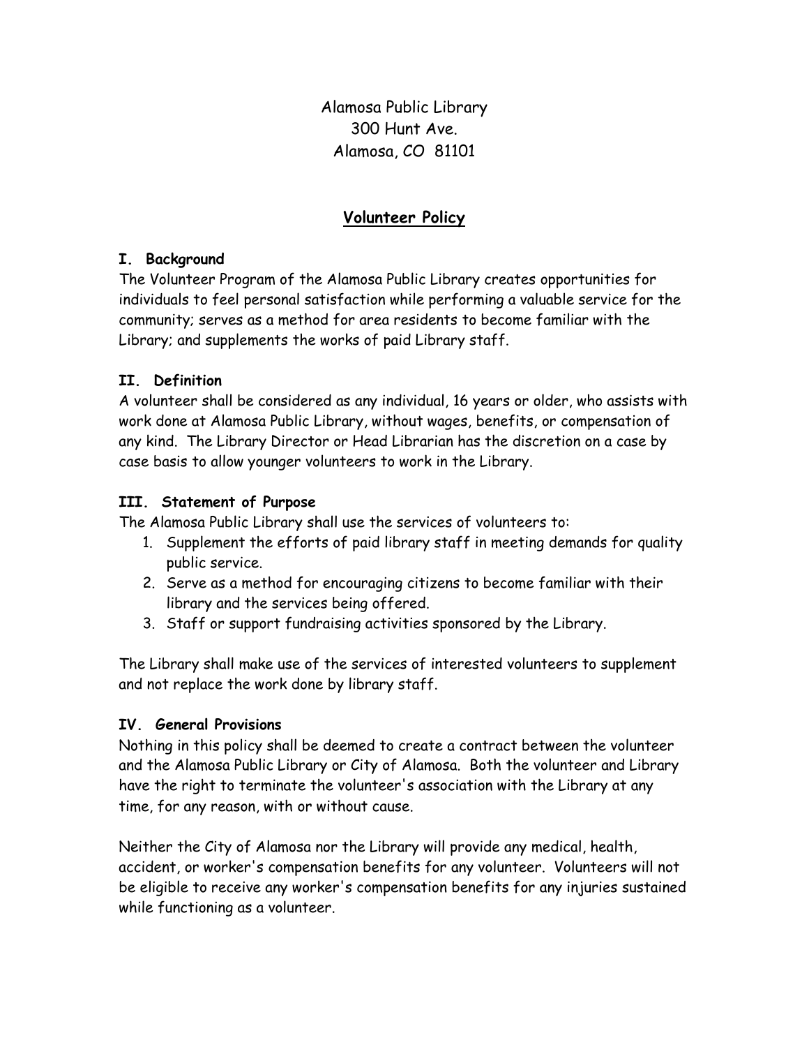Alamosa Public Library
300 Hunt Ave.
Alamosa, CO 81101

# Volunteer Policy

## I. Background

The Volunteer Program of the Alamosa Public Library creates opportunities for individuals to feel personal satisfaction while performing a valuable service for the community; serves as a method for area residents to become familiar with the Library; and supplements the works of paid Library staff.

## II. Definition

A volunteer shall be considered as any individual, 16 years or older, who assists with work done at Alamosa Public Library, without wages, benefits, or compensation of any kind. The Library Director or Head Librarian has the discretion on a case by case basis to allow younger volunteers to work in the Library.

## III. Statement of Purpose

The Alamosa Public Library shall use the services of volunteers to:

1. Supplement the efforts of paid library staff in meeting demands for quality public service.
2. Serve as a method for encouraging citizens to become familiar with their library and the services being offered.
3. Staff or support fundraising activities sponsored by the Library.

The Library shall make use of the services of interested volunteers to supplement and not replace the work done by library staff.

## IV. General Provisions

Nothing in this policy shall be deemed to create a contract between the volunteer and the Alamosa Public Library or City of Alamosa. Both the volunteer and Library have the right to terminate the volunteer's association with the Library at any time, for any reason, with or without cause.

Neither the City of Alamosa nor the Library will provide any medical, health, accident, or worker's compensation benefits for any volunteer. Volunteers will not be eligible to receive any worker's compensation benefits for any injuries sustained while functioning as a volunteer.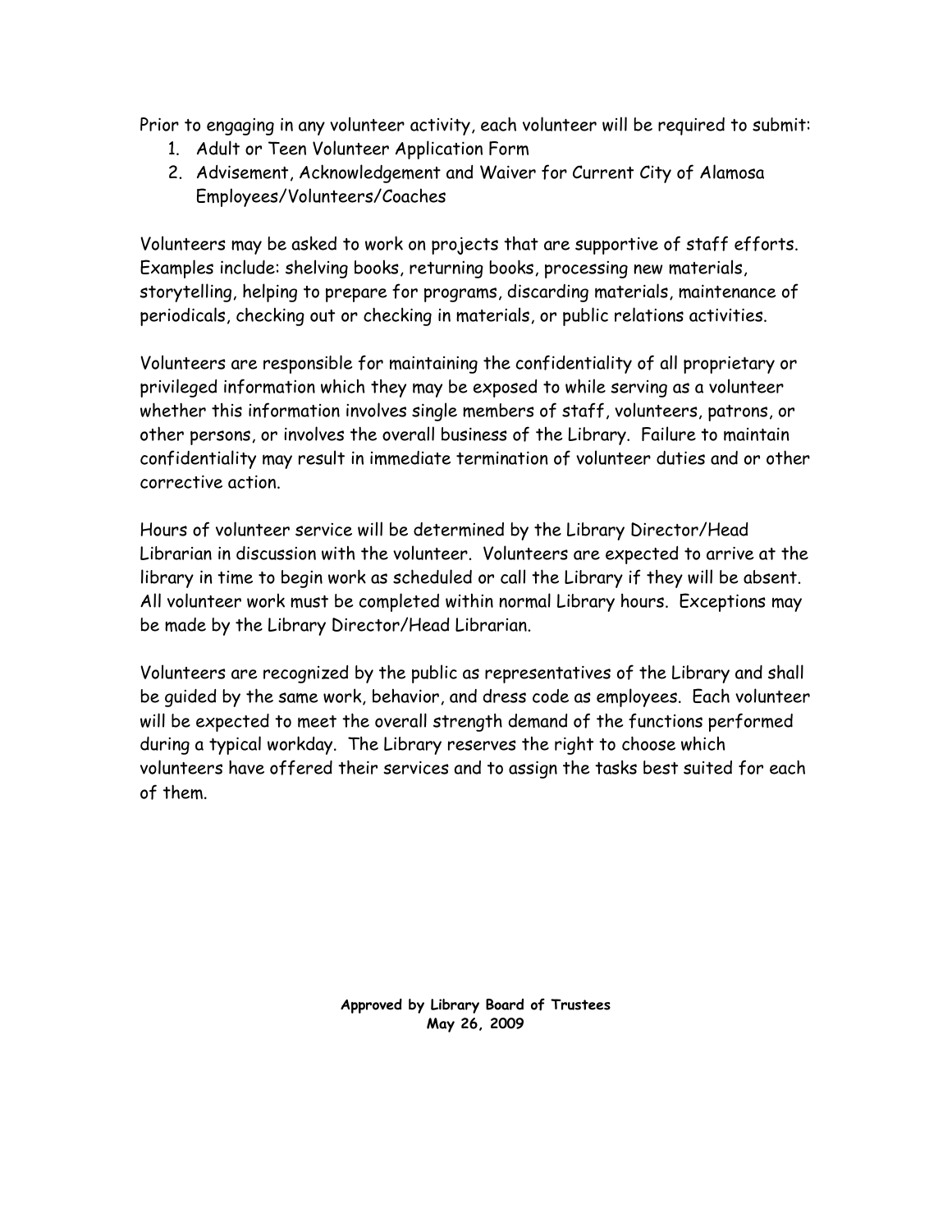Prior to engaging in any volunteer activity, each volunteer will be required to submit:

1. Adult or Teen Volunteer Application Form
2. Advisement, Acknowledgement and Waiver for Current City of Alamosa Employees/Volunteers/Coaches

Volunteers may be asked to work on projects that are supportive of staff efforts. Examples include: shelving books, returning books, processing new materials, storytelling, helping to prepare for programs, discarding materials, maintenance of periodicals, checking out or checking in materials, or public relations activities.

Volunteers are responsible for maintaining the confidentiality of all proprietary or privileged information which they may be exposed to while serving as a volunteer whether this information involves single members of staff, volunteers, patrons, or other persons, or involves the overall business of the Library. Failure to maintain confidentiality may result in immediate termination of volunteer duties and or other corrective action.

Hours of volunteer service will be determined by the Library Director/Head Librarian in discussion with the volunteer. Volunteers are expected to arrive at the library in time to begin work as scheduled or call the Library if they will be absent. All volunteer work must be completed within normal Library hours. Exceptions may be made by the Library Director/Head Librarian.

Volunteers are recognized by the public as representatives of the Library and shall be guided by the same work, behavior, and dress code as employees. Each volunteer will be expected to meet the overall strength demand of the functions performed during a typical workday. The Library reserves the right to choose which volunteers have offered their services and to assign the tasks best suited for each of them.

**Approved by Library Board of Trustees**
**May 26, 2009**